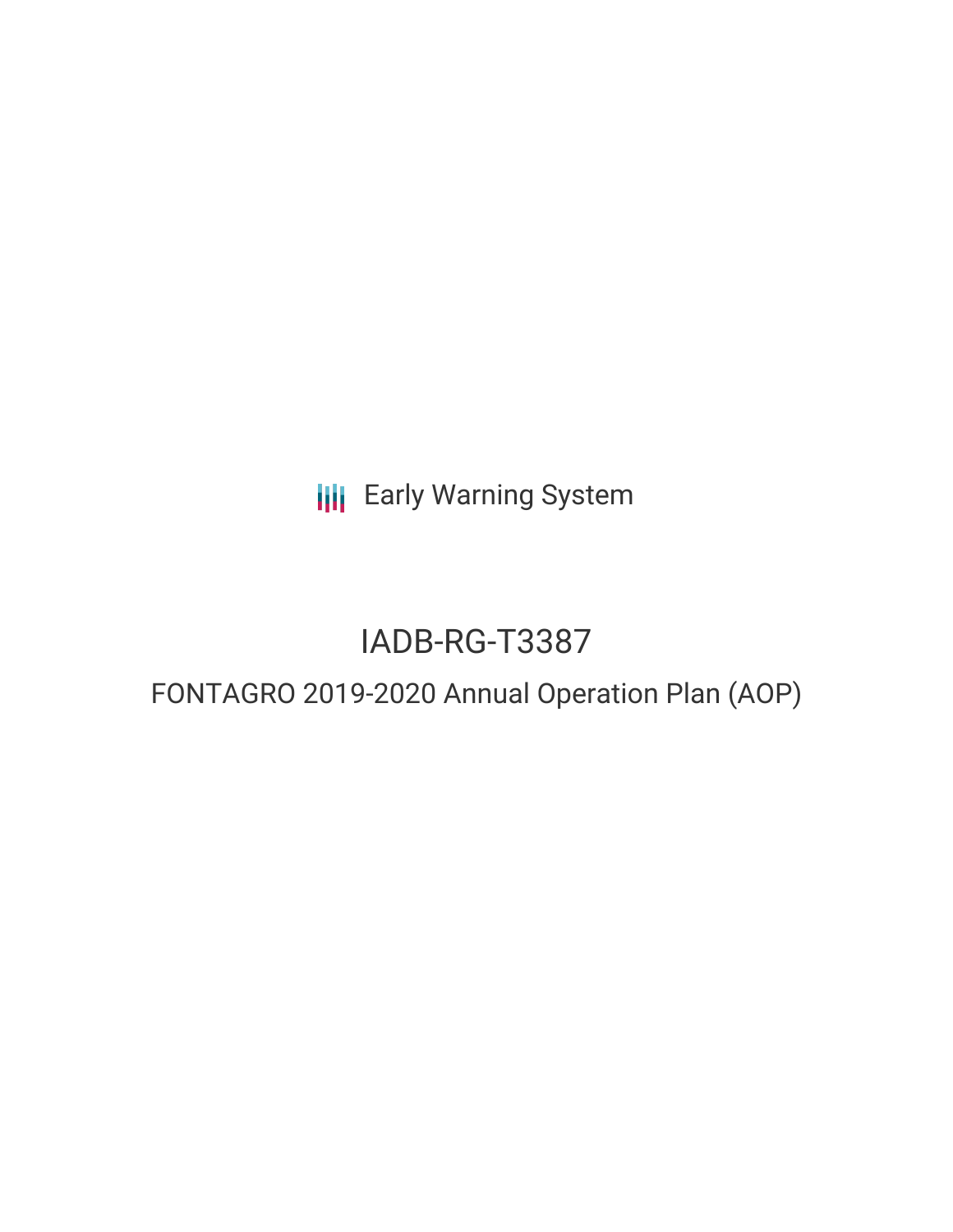Early Warning System

# IADB-RG-T3387

## FONTAGRO 2019-2020 Annual Operation Plan (AOP)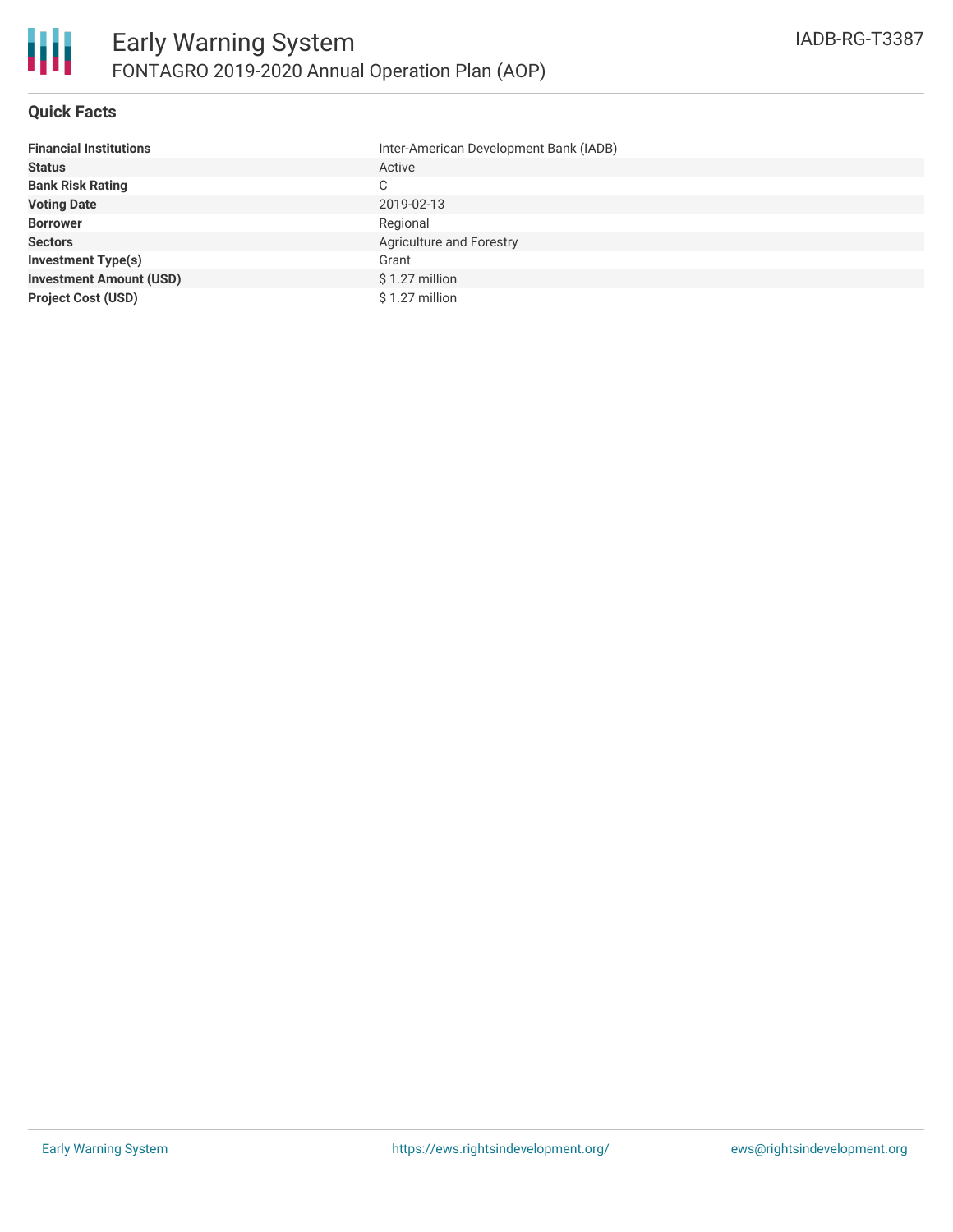# Early Warning System

## FONTAGRO 2019-2020 Annual Operation Plan (AOP)

IADB-RG-T3387

### Quick Facts

| | |
|---|---|
| **Financial Institutions** | Inter-American Development Bank (IADB) |
| **Status** | Active |
| **Bank Risk Rating** | C |
| **Voting Date** | 2019-02-13 |
| **Borrower** | Regional |
| **Sectors** | Agriculture and Forestry |
| **Investment Type(s)** | Grant |
| **Investment Amount (USD)** | $ 1.27 million |
| **Project Cost (USD)** | $ 1.27 million |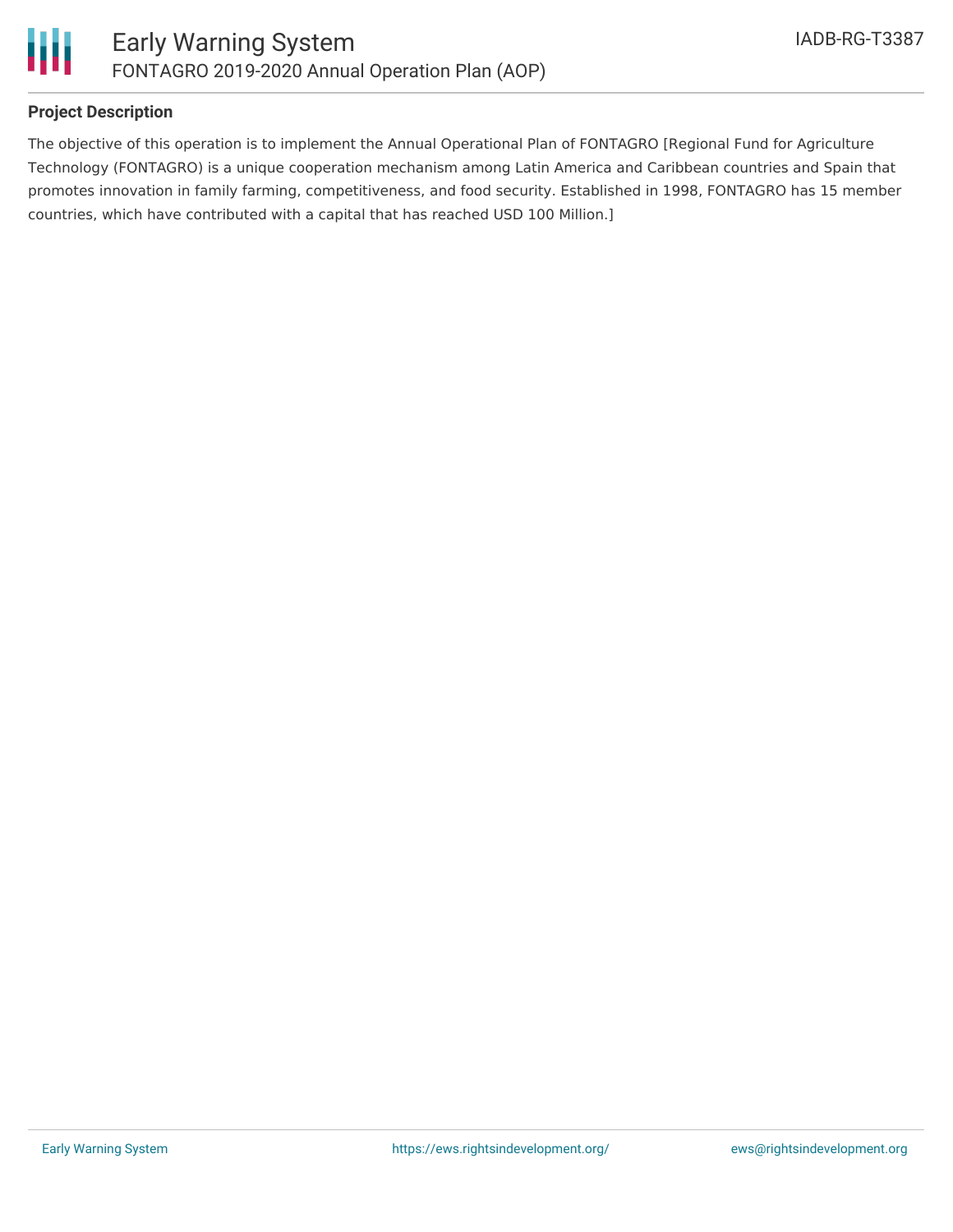**Project Description**

The objective of this operation is to implement the Annual Operational Plan of FONTAGRO [Regional Fund for Agriculture Technology (FONTAGRO) is a unique cooperation mechanism among Latin America and Caribbean countries and Spain that promotes innovation in family farming, competitiveness, and food security. Established in 1998, FONTAGRO has 15 member countries, which have contributed with a capital that has reached USD 100 Million.]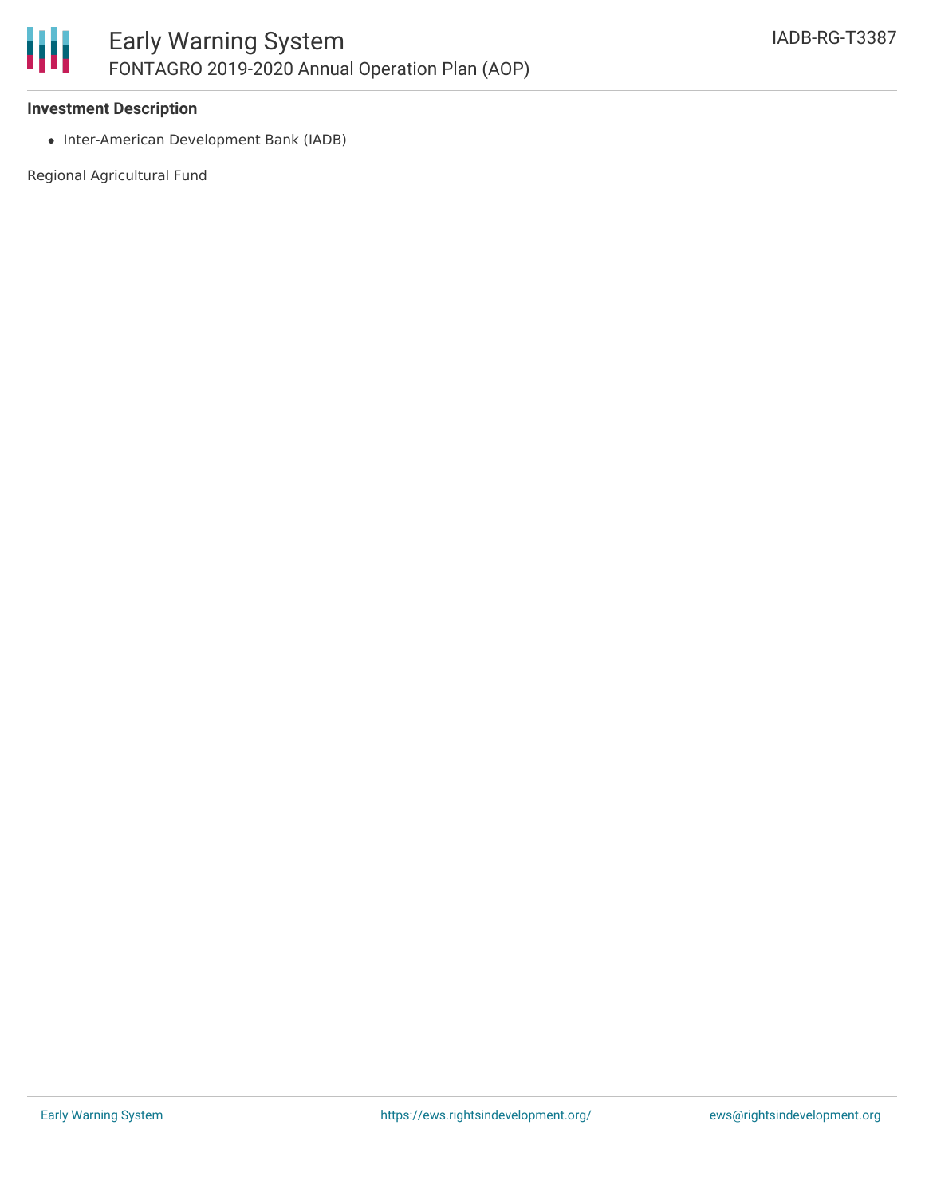**Investment Description**

- Inter-American Development Bank (IADB)

Regional Agricultural Fund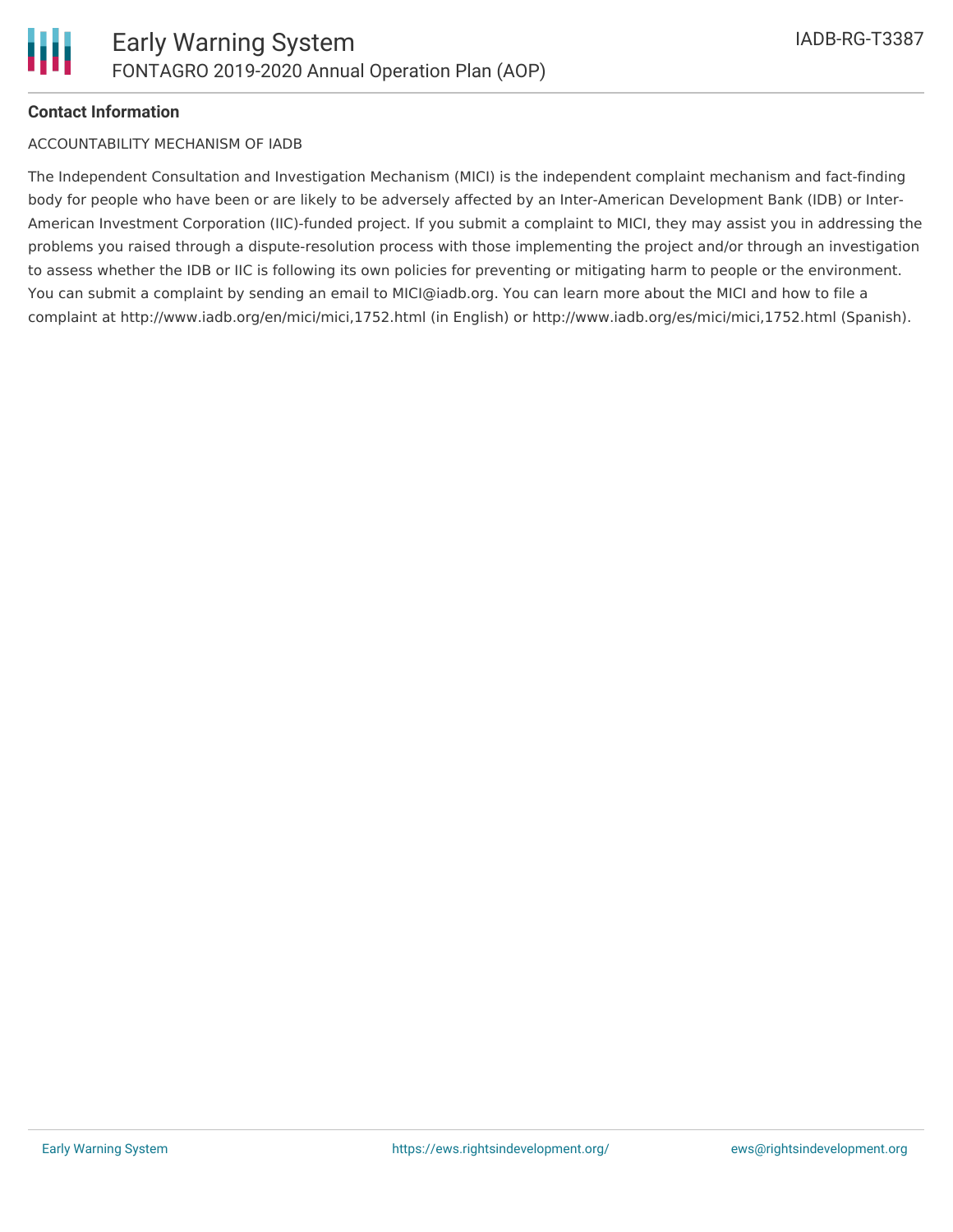**Contact Information**

ACCOUNTABILITY MECHANISM OF IADB

The Independent Consultation and Investigation Mechanism (MICI) is the independent complaint mechanism and fact-finding body for people who have been or are likely to be adversely affected by an Inter-American Development Bank (IDB) or Inter-American Investment Corporation (IIC)-funded project. If you submit a complaint to MICI, they may assist you in addressing the problems you raised through a dispute-resolution process with those implementing the project and/or through an investigation to assess whether the IDB or IIC is following its own policies for preventing or mitigating harm to people or the environment. You can submit a complaint by sending an email to MICI@iadb.org. You can learn more about the MICI and how to file a complaint at http://www.iadb.org/en/mici/mici,1752.html (in English) or http://www.iadb.org/es/mici/mici,1752.html (Spanish).